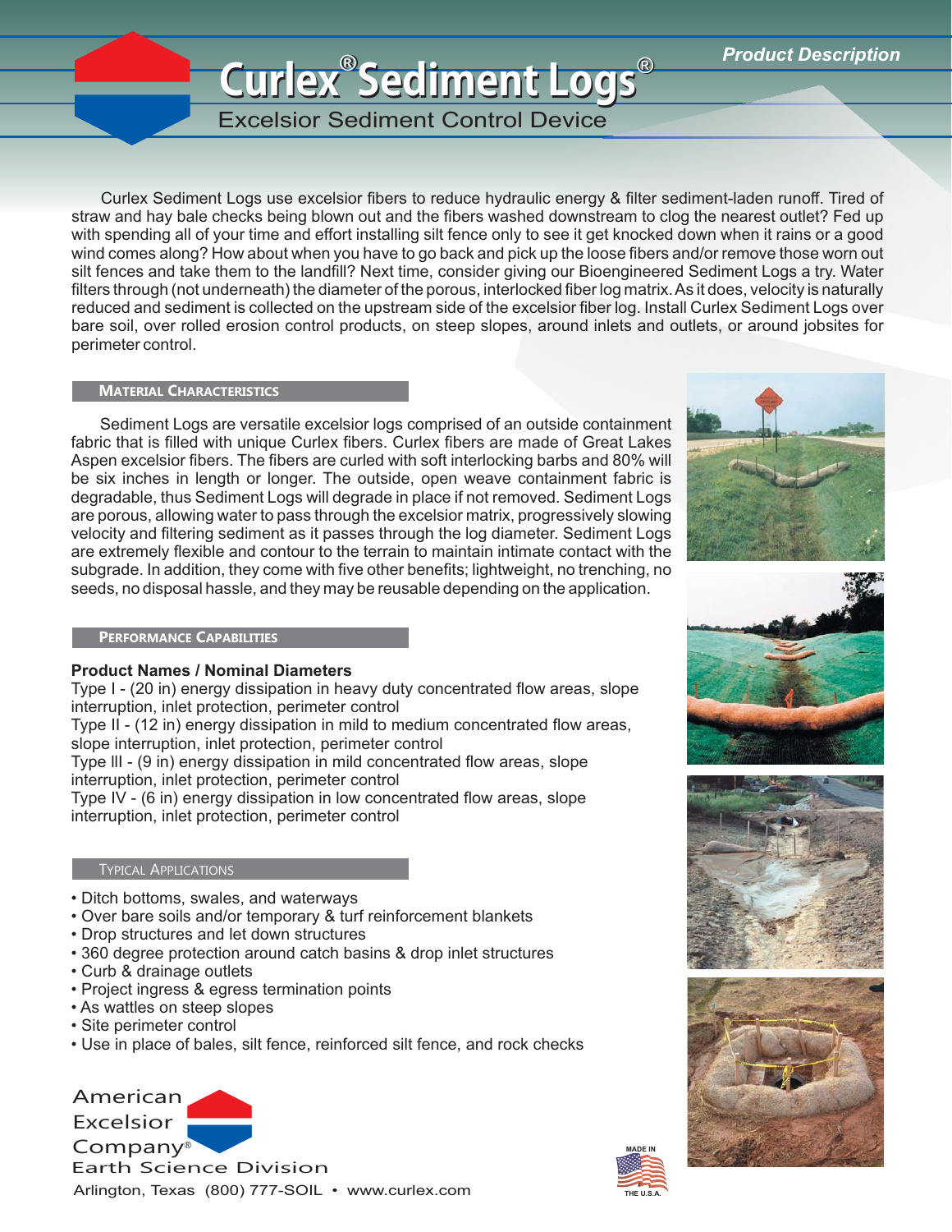*Product Description*

# Curlex® Sediment Logs®

## Excelsior Sediment Control Device

Curlex Sediment Logs use excelsior fibers to reduce hydraulic energy & filter sediment-laden runoff. Tired of straw and hay bale checks being blown out and the fibers washed downstream to clog the nearest outlet? Fed up with spending all of your time and effort installing silt fence only to see it get knocked down when it rains or a good wind comes along? How about when you have to go back and pick up the loose fibers and/or remove those worn out silt fences and take them to the landfill? Next time, consider giving our Bioengineered Sediment Logs a try. Water filters through (not underneath) the diameter of the porous, interlocked fiber log matrix. As it does, velocity is naturally reduced and sediment is collected on the upstream side of the excelsior fiber log. Install Curlex Sediment Logs over bare soil, over rolled erosion control products, on steep slopes, around inlets and outlets, or around jobsites for perimeter control.

### Material Characteristics

Sediment Logs are versatile excelsior logs comprised of an outside containment fabric that is filled with unique Curlex fibers. Curlex fibers are made of Great Lakes Aspen excelsior fibers. The fibers are curled with soft interlocking barbs and 80% will be six inches in length or longer. The outside, open weave containment fabric is degradable, thus Sediment Logs will degrade in place if not removed. Sediment Logs are porous, allowing water to pass through the excelsior matrix, progressively slowing velocity and filtering sediment as it passes through the log diameter. Sediment Logs are extremely flexible and contour to the terrain to maintain intimate contact with the subgrade. In addition, they come with five other benefits; lightweight, no trenching, no seeds, no disposal hassle, and they may be reusable depending on the application.

### Performance Capabilities

**Product Names / Nominal Diameters**

Type I - (20 in) energy dissipation in heavy duty concentrated flow areas, slope interruption, inlet protection, perimeter control

Type II - (12 in) energy dissipation in mild to medium concentrated flow areas, slope interruption, inlet protection, perimeter control

Type III - (9 in) energy dissipation in mild concentrated flow areas, slope interruption, inlet protection, perimeter control

Type IV - (6 in) energy dissipation in low concentrated flow areas, slope interruption, inlet protection, perimeter control

### Typical Applications

- Ditch bottoms, swales, and waterways
- Over bare soils and/or temporary & turf reinforcement blankets
- Drop structures and let down structures
- 360 degree protection around catch basins & drop inlet structures
- Curb & drainage outlets
- Project ingress & egress termination points
- As wattles on steep slopes
- Site perimeter control
- Use in place of bales, silt fence, reinforced silt fence, and rock checks

American Excelsior Company®
Earth Science Division
Arlington, Texas (800) 777-SOIL • www.curlex.com

MADE IN THE U.S.A.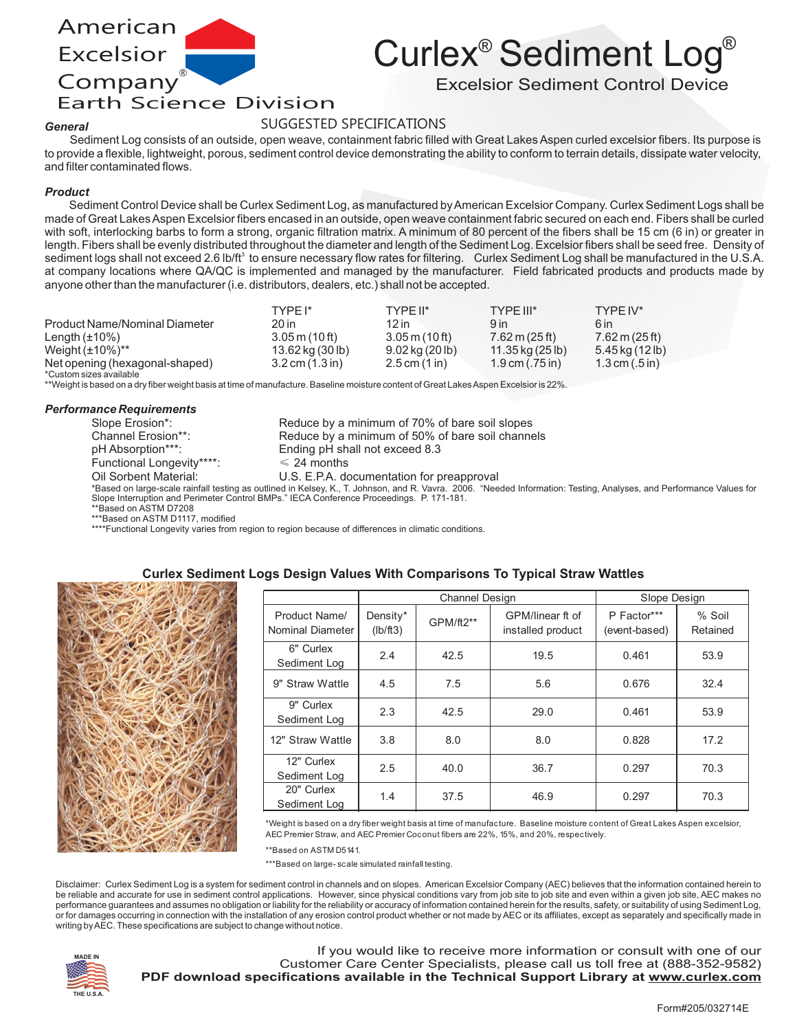American Excelsior Company®
Earth Science Division

# Curlex® Sediment Log®

## Excelsior Sediment Control Device

SUGGESTED SPECIFICATIONS

### *General*

Sediment Log consists of an outside, open weave, containment fabric filled with Great Lakes Aspen curled excelsior fibers. Its purpose is to provide a flexible, lightweight, porous, sediment control device demonstrating the ability to conform to terrain details, dissipate water velocity, and filter contaminated flows.

### *Product*

Sediment Control Device shall be Curlex Sediment Log, as manufactured by American Excelsior Company. Curlex Sediment Logs shall be made of Great Lakes Aspen Excelsior fibers encased in an outside, open weave containment fabric secured on each end. Fibers shall be curled with soft, interlocking barbs to form a strong, organic filtration matrix. A minimum of 80 percent of the fibers shall be 15 cm (6 in) or greater in length. Fibers shall be evenly distributed throughout the diameter and length of the Sediment Log. Excelsior fibers shall be seed free. Density of sediment logs shall not exceed 2.6 lb/ft³ to ensure necessary flow rates for filtering. Curlex Sediment Log shall be manufactured in the U.S.A. at company locations where QA/QC is implemented and managed by the manufacturer. Field fabricated products and products made by anyone other than the manufacturer (i.e. distributors, dealers, etc.) shall not be accepted.

| | TYPE I* | TYPE II* | TYPE III* | TYPE IV* |
|---|---|---|---|---|
| Product Name/Nominal Diameter | 20 in | 12 in | 9 in | 6 in |
| Length (±10%) | 3.05 m (10 ft) | 3.05 m (10 ft) | 7.62 m (25 ft) | 7.62 m (25 ft) |
| Weight (±10%)** | 13.62 kg (30 lb) | 9.02 kg (20 lb) | 11.35 kg (25 lb) | 5.45 kg (12 lb) |
| Net opening (hexagonal-shaped) | 3.2 cm (1.3 in) | 2.5 cm (1 in) | 1.9 cm (.75 in) | 1.3 cm (.5 in) |

*Custom sizes available
**Weight is based on a dry fiber weight basis at time of manufacture. Baseline moisture content of Great Lakes Aspen Excelsior is 22%.

### *Performance Requirements*

| | |
|---|---|
| Slope Erosion*: | Reduce by a minimum of 70% of bare soil slopes |
| Channel Erosion**: | Reduce by a minimum of 50% of bare soil channels |
| pH Absorption***: | Ending pH shall not exceed 8.3 |
| Functional Longevity****: | ≤ 24 months |
| Oil Sorbent Material: | U.S. E.P.A. documentation for preapproval |

*Based on large-scale rainfall testing as outlined in Kelsey, K., T. Johnson, and R. Vavra. 2006. "Needed Information: Testing, Analyses, and Performance Values for Slope Interruption and Perimeter Control BMPs." IECA Conference Proceedings. P. 171-181.
**Based on ASTM D7208
***Based on ASTM D1117, modified
****Functional Longevity varies from region to region because of differences in climatic conditions.

### Curlex Sediment Logs Design Values With Comparisons To Typical Straw Wattles

| | Channel Design | | | Slope Design | |
|---|---|---|---|---|---|
| Product Name/ Nominal Diameter | Density* (lb/ft3) | GPM/ft2** | GPM/linear ft of installed product | P Factor*** (event-based) | % Soil Retained |
| 6" Curlex Sediment Log | 2.4 | 42.5 | 19.5 | 0.461 | 53.9 |
| 9" Straw Wattle | 4.5 | 7.5 | 5.6 | 0.676 | 32.4 |
| 9" Curlex Sediment Log | 2.3 | 42.5 | 29.0 | 0.461 | 53.9 |
| 12" Straw Wattle | 3.8 | 8.0 | 8.0 | 0.828 | 17.2 |
| 12" Curlex Sediment Log | 2.5 | 40.0 | 36.7 | 0.297 | 70.3 |
| 20" Curlex Sediment Log | 1.4 | 37.5 | 46.9 | 0.297 | 70.3 |

*Weight is based on a dry fiber weight basis at time of manufacture. Baseline moisture content of Great Lakes Aspen excelsior, AEC Premier Straw, and AEC Premier Coconut fibers are 22%, 15%, and 20%, respectively.

**Based on ASTM D5141.

***Based on large-scale simulated rainfall testing.

Disclaimer: Curlex Sediment Log is a system for sediment control in channels and on slopes. American Excelsior Company (AEC) believes that the information contained herein to be reliable and accurate for use in sediment control applications. However, since physical conditions vary from job site to job site and even within a given job site, AEC makes no performance guarantees and assumes no obligation or liability for the reliability or accuracy of information contained herein for the results, safety, or suitability of using Sediment Log, or for damages occurring in connection with the installation of any erosion control product whether or not made by AEC or its affiliates, except as separately and specifically made in writing by AEC. These specifications are subject to change without notice.

MADE IN THE U.S.A.

If you would like to receive more information or consult with one of our Customer Care Center Specialists, please call us toll free at (888-352-9582)
**PDF download specifications available in the Technical Support Library at www.curlex.com**

Form#205/032714E